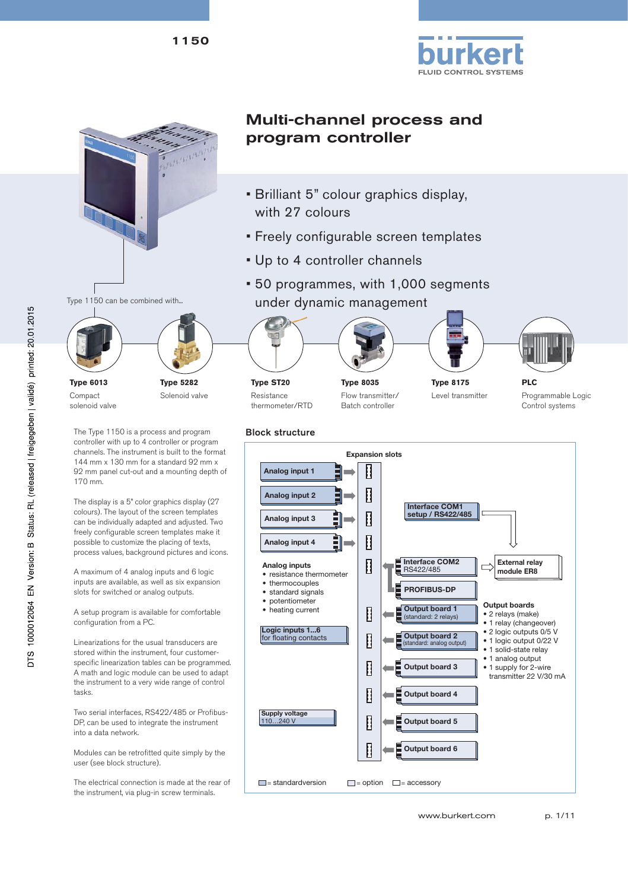# Multi-channel process and program controller

- Brilliant 5" colour graphics display, with 27 colours
- Freely configurable screen templates
- Up to 4 controller channels
- 50 programmes, with 1,000 segments under dynamic management

Type 1150 can be combined with...

| Type 6013 | Type 5282 | Type ST20 | Type 8035 | Type 8175 | PLC |
|---|---|---|---|---|---|
| Compact solenoid valve | Solenoid valve | Resistance thermometer/RTD | Flow transmitter/ Batch controller | Level transmitter | Programmable Logic Control systems |

The Type 1150 is a process and program controller with up to 4 controller or program channels. The instrument is built to the format 144 mm x 130 mm for a standard 92 mm x 92 mm panel cut-out and a mounting depth of 170 mm.

The display is a 5" color graphics display (27 colours). The layout of the screen templates can be individually adapted and adjusted. Two freely configurable screen templates make it possible to customize the placing of texts, process values, background pictures and icons.

A maximum of 4 analog inputs and 6 logic inputs are available, as well as six expansion slots for switched or analog outputs.

A setup program is available for comfortable configuration from a PC.

Linearizations for the usual transducers are stored within the instrument, four customer-specific linearization tables can be programmed. A math and logic module can be used to adapt the instrument to a very wide range of control tasks.

Two serial interfaces, RS422/485 or Profibus-DP, can be used to integrate the instrument into a data network.

Modules can be retrofitted quite simply by the user (see block structure).

The electrical connection is made at the rear of the instrument, via plug-in screw terminals.

## Block structure

Expansion slots

- Analog input 1
- Analog input 2
- Analog input 3
- Analog input 4

Analog inputs
- resistance thermometer
- thermocouples
- standard signals
- potentiometer
- heating current

Logic inputs 1...6 for floating contacts

Supply voltage 110...240 V

Interface COM1 setup / RS422/485

Interface COM2 RS422/485

PROFIBUS-DP

External relay module ER8

Output board 1 (standard: 2 relays)

Output board 2 (standard: analog output)

Output board 3

Output board 4

Output board 5

Output board 6

Output boards
- 2 relays (make)
- 1 relay (changeover)
- 2 logic outputs 0/5 V
- 1 logic output 0/22 V
- 1 solid-state relay
- 1 analog output
- 1 supply for 2-wire transmitter 22 V/30 mA

= standardversion  = option  = accessory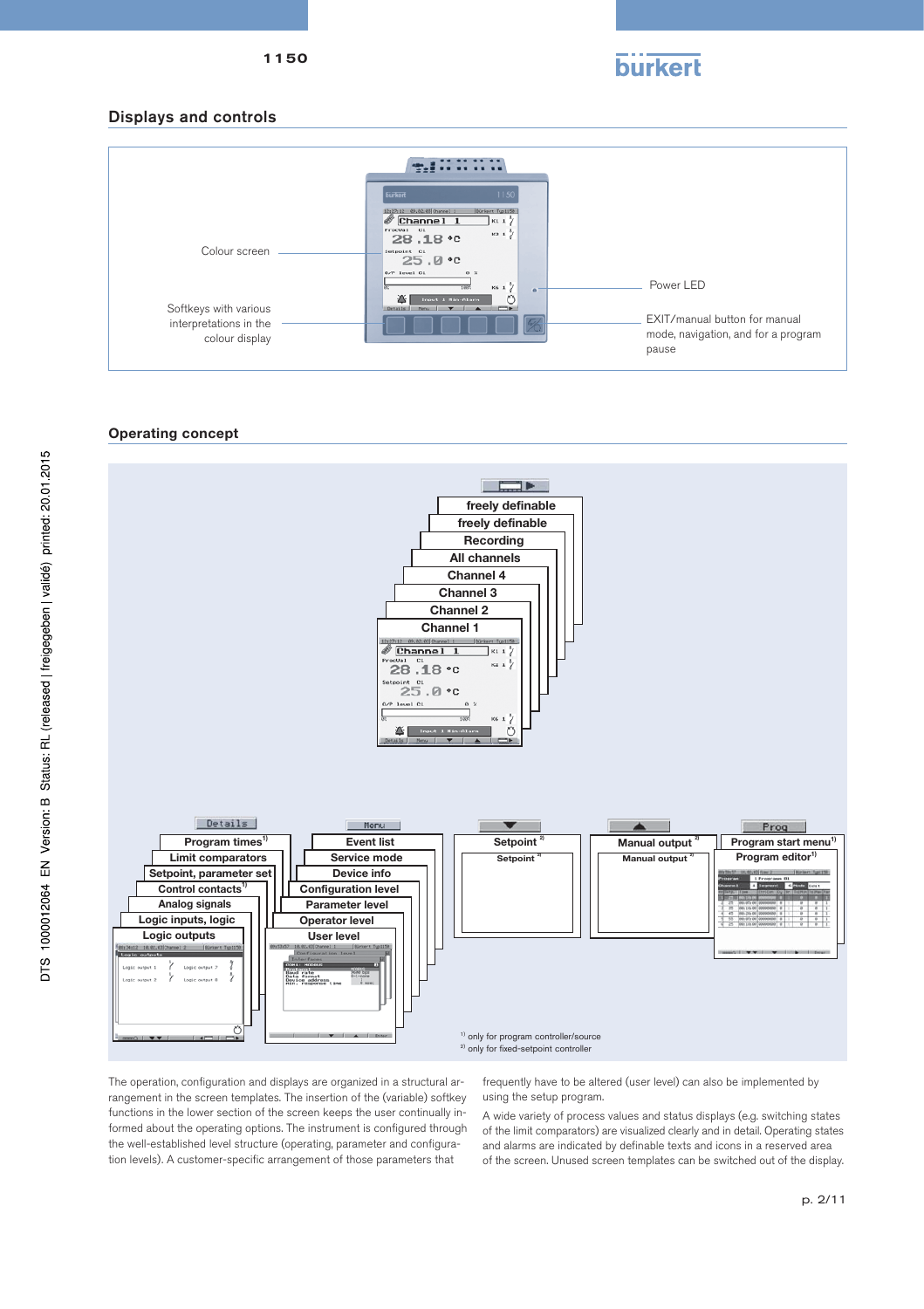## Displays and controls

Colour screen

Softkeys with various interpretations in the colour display

Power LED

EXIT/manual button for manual mode, navigation, and for a program pause

## Operating concept

freely definable
freely definable
Recording
All channels
Channel 4
Channel 3
Channel 2
Channel 1

Details: Program times[1], Limit comparators, Setpoint, parameter set, Control contacts[1], Analog signals, Logic inputs, logic, Logic outputs

Menu: Event list, Service mode, Device info, Configuration level, Parameter level, Operator level, User level

Setpoint[2]

Manual output[2]

Prog: Program start menu[1], Program editor[1]

[1] only for program controller/source
[2] only for fixed-setpoint controller

The operation, configuration and displays are organized in a structural arrangement in the screen templates. The insertion of the (variable) softkey functions in the lower section of the screen keeps the user continually informed about the operating options. The instrument is configured through the well-established level structure (operating, parameter and configuration levels). A customer-specific arrangement of those parameters that frequently have to be altered (user level) can also be implemented by using the setup program.

A wide variety of process values and status displays (e.g. switching states of the limit comparators) are visualized clearly and in detail. Operating states and alarms are indicated by definable texts and icons in a reserved area of the screen. Unused screen templates can be switched out of the display.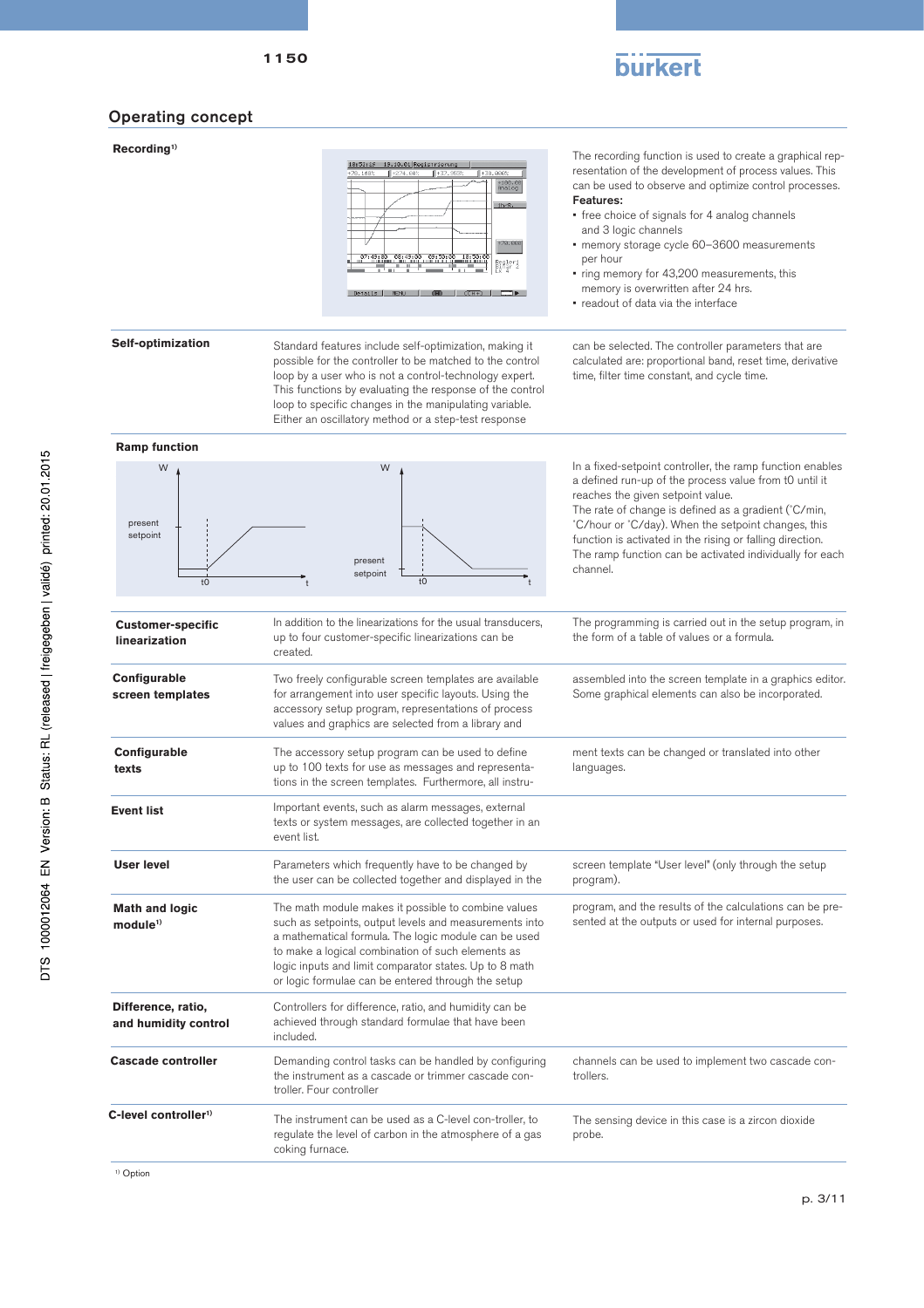## Operating concept

### Recording[1]

The recording function is used to create a graphical representation of the development of process values. This can be used to observe and optimize control processes.

**Features:**

- free choice of signals for 4 analog channels and 3 logic channels
- memory storage cycle 60–3600 measurements per hour
- ring memory for 43,200 measurements, this memory is overwritten after 24 hrs.
- readout of data via the interface

### Self-optimization

Standard features include self-optimization, making it possible for the controller to be matched to the control loop by a user who is not a control-technology expert. This functions by evaluating the response of the control loop to specific changes in the manipulating variable. Either an oscillatory method or a step-test response can be selected. The controller parameters that are calculated are: proportional band, reset time, derivative time, filter time constant, and cycle time.

### Ramp function

In a fixed-setpoint controller, the ramp function enables a defined run-up of the process value from t0 until it reaches the given setpoint value.
The rate of change is defined as a gradient (°C/min, °C/hour or °C/day). When the setpoint changes, this function is activated in the rising or falling direction.
The ramp function can be activated individually for each channel.

### Customer-specific linearization

In addition to the linearizations for the usual transducers, up to four customer-specific linearizations can be created. The programming is carried out in the setup program, in the form of a table of values or a formula.

### Configurable screen templates

Two freely configurable screen templates are available for arrangement into user specific layouts. Using the accessory setup program, representations of process values and graphics are selected from a library and assembled into the screen template in a graphics editor. Some graphical elements can also be incorporated.

### Configurable texts

The accessory setup program can be used to define up to 100 texts for use as messages and representations in the screen templates. Furthermore, all instrument texts can be changed or translated into other languages.

### Event list

Important events, such as alarm messages, external texts or system messages, are collected together in an event list.

### User level

Parameters which frequently have to be changed by the user can be collected together and displayed in the screen template "User level" (only through the setup program).

### Math and logic module[1]

The math module makes it possible to combine values such as setpoints, output levels and measurements into a mathematical formula. The logic module can be used to make a logical combination of such elements as logic inputs and limit comparator states. Up to 8 math or logic formulae can be entered through the setup program, and the results of the calculations can be presented at the outputs or used for internal purposes.

### Difference, ratio, and humidity control

Controllers for difference, ratio, and humidity can be achieved through standard formulae that have been included.

### Cascade controller

Demanding control tasks can be handled by configuring the instrument as a cascade or trimmer cascade controller. Four controller channels can be used to implement two cascade controllers.

### C-level controller[1]

The instrument can be used as a C-level con-troller, to regulate the level of carbon in the atmosphere of a gas coking furnace. The sensing device in this case is a zircon dioxide probe.

[1] Option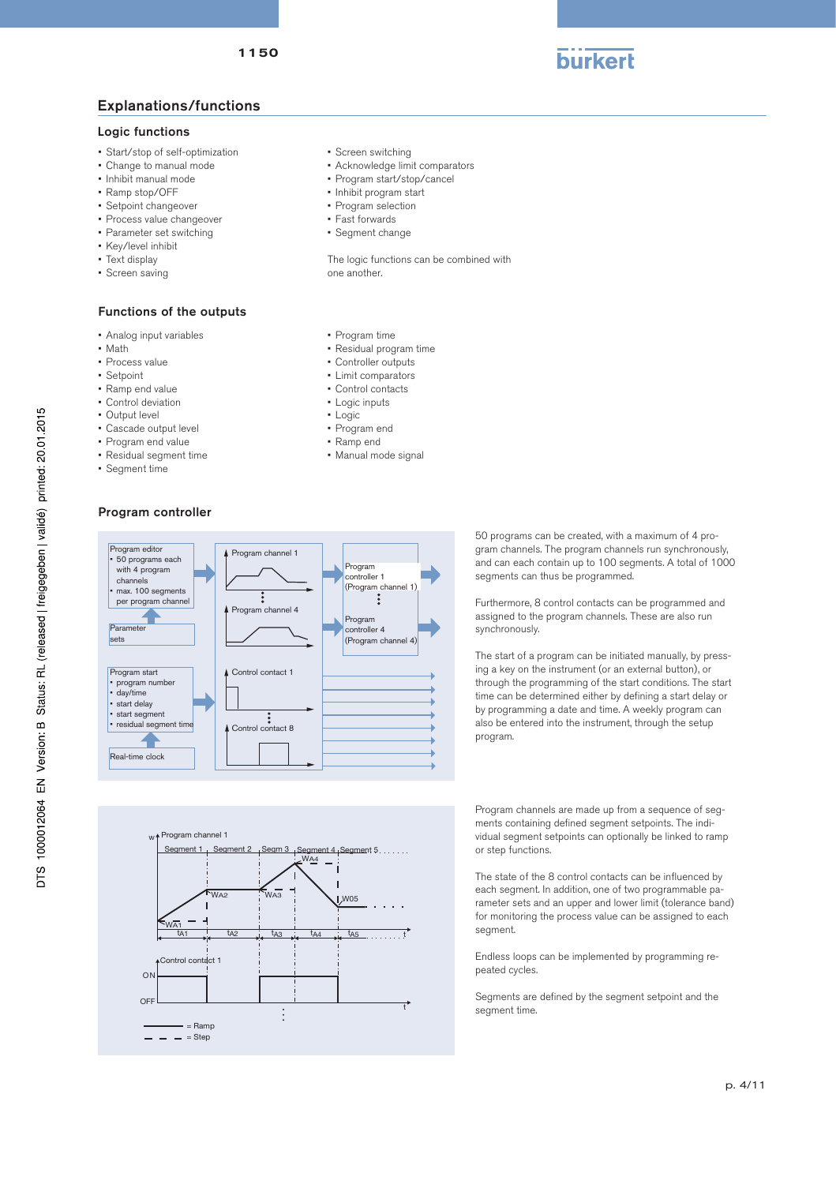## Explanations/functions

### Logic functions

- Start/stop of self-optimization
- Change to manual mode
- Inhibit manual mode
- Ramp stop/OFF
- Setpoint changeover
- Process value changeover
- Parameter set switching
- Key/level inhibit
- Text display
- Screen saving
- Screen switching
- Acknowledge limit comparators
- Program start/stop/cancel
- Inhibit program start
- Program selection
- Fast forwards
- Segment change

The logic functions can be combined with one another.

### Functions of the outputs

- Analog input variables
- Math
- Process value
- Setpoint
- Ramp end value
- Control deviation
- Output level
- Cascade output level
- Program end value
- Residual segment time
- Segment time
- Program time
- Residual program time
- Controller outputs
- Limit comparators
- Control contacts
- Logic inputs
- Logic
- Program end
- Ramp end
- Manual mode signal

### Program controller

50 programs can be created, with a maximum of 4 program channels. The program channels run synchronously, and can each contain up to 100 segments. A total of 1000 segments can thus be programmed.

Furthermore, 8 control contacts can be programmed and assigned to the program channels. These are also run synchronously.

The start of a program can be initiated manually, by pressing a key on the instrument (or an external button), or through the programming of the start conditions. The start time can be determined either by defining a start delay or by programming a date and time. A weekly program can also be entered into the instrument, through the setup program.

Program channels are made up from a sequence of segments containing defined segment setpoints. The individual segment setpoints can optionally be linked to ramp or step functions.

The state of the 8 control contacts can be influenced by each segment. In addition, one of two programmable parameter sets and an upper and lower limit (tolerance band) for monitoring the process value can be assigned to each segment.

Endless loops can be implemented by programming repeated cycles.

Segments are defined by the segment setpoint and the segment time.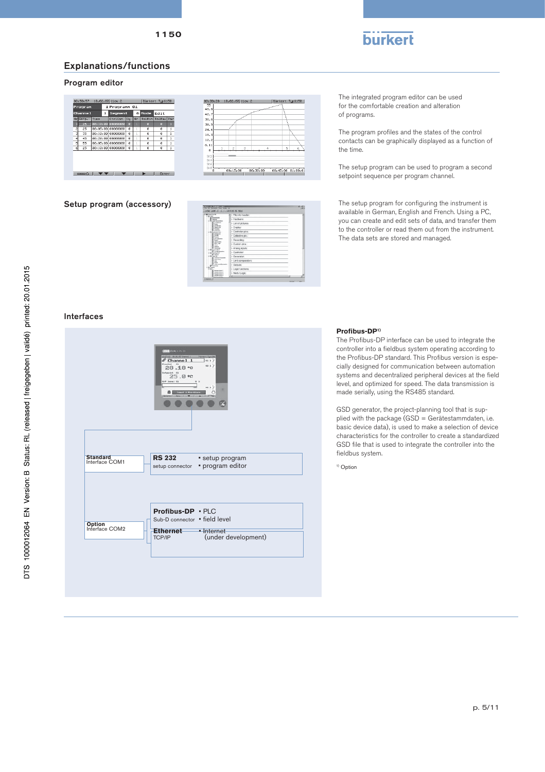## Explanations/functions

### Program editor

The integrated program editor can be used for the comfortable creation and alteration of programs.

The program profiles and the states of the control contacts can be graphically displayed as a function of the time.

The setup program can be used to program a second setpoint sequence per program channel.

### Setup program (accessory)

The setup program for configuring the instrument is available in German, English and French. Using a PC, you can create and edit sets of data, and transfer them to the controller or read them out from the instrument. The data sets are stored and managed.

### Interfaces

**Standard** Interface COM1

**RS 232** setup connector
- setup program
- program editor

**Option** Interface COM2

**Profibus-DP** Sub-D connector
- PLC
- field level

**Ethernet** TCP/IP
- Internet (under development)

**Profibus-DP**[1)]

The Profibus-DP interface can be used to integrate the controller into a fieldbus system operating according to the Profibus-DP standard. This Profibus version is especially designed for communication between automation systems and decentralized peripheral devices at the field level, and optimized for speed. The data transmission is made serially, using the RS485 standard.

GSD generator, the project-planning tool that is supplied with the package (GSD = Gerätestammdaten, i.e. basic device data), is used to make a selection of device characteristics for the controller to create a standardized GSD file that is used to integrate the controller into the fieldbus system.

[1)] Option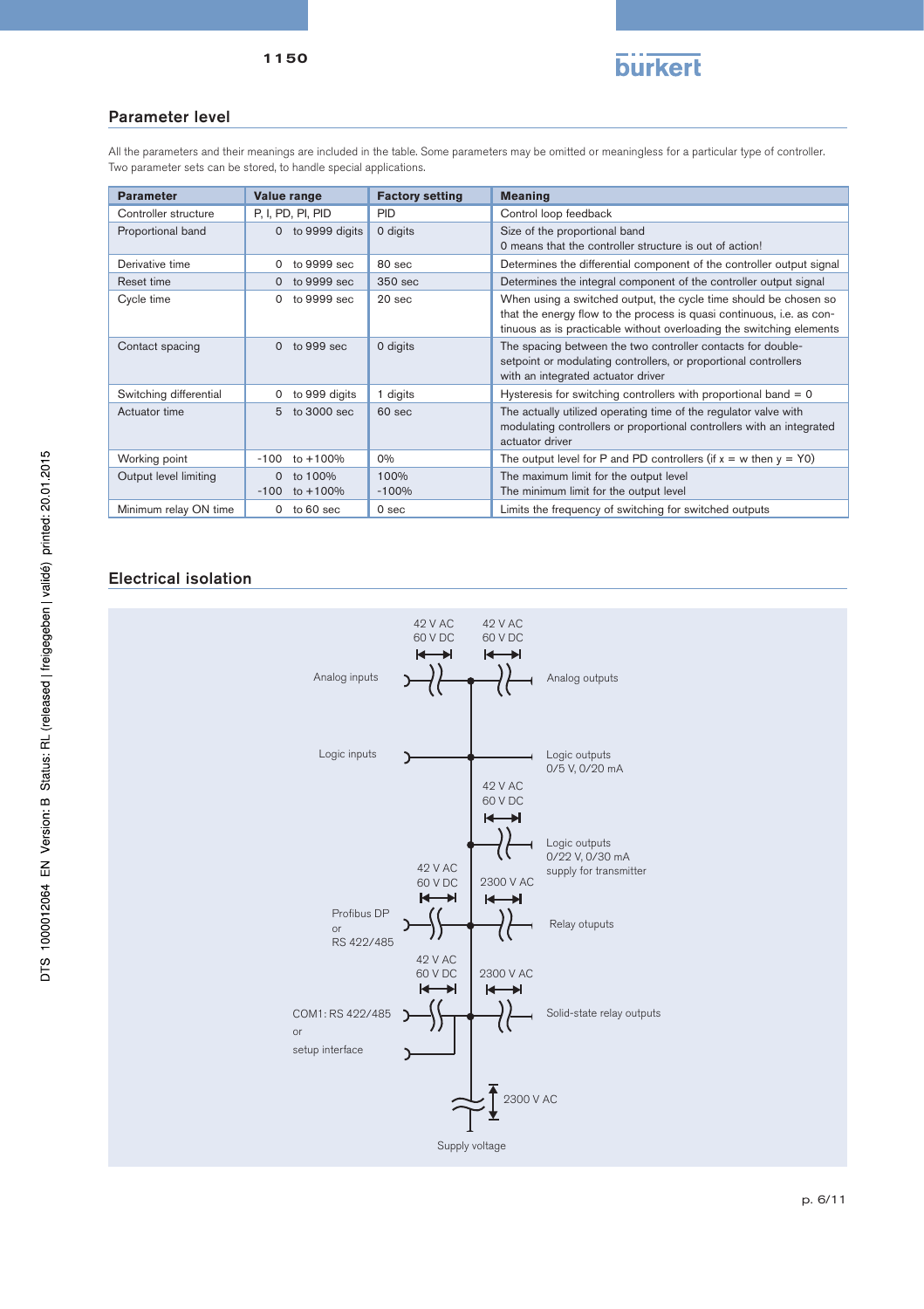## Parameter level

All the parameters and their meanings are included in the table. Some parameters may be omitted or meaningless for a particular type of controller. Two parameter sets can be stored, to handle special applications.

| Parameter | Value range | Factory setting | Meaning |
|---|---|---|---|
| Controller structure | P, I, PD, PI, PID | PID | Control loop feedback |
| Proportional band | 0 to 9999 digits | 0 digits | Size of the proportional band<br>0 means that the controller structure is out of action! |
| Derivative time | 0 to 9999 sec | 80 sec | Determines the differential component of the controller output signal |
| Reset time | 0 to 9999 sec | 350 sec | Determines the integral component of the controller output signal |
| Cycle time | 0 to 9999 sec | 20 sec | When using a switched output, the cycle time should be chosen so that the energy flow to the process is quasi continuous, i.e. as continuous as is practicable without overloading the switching elements |
| Contact spacing | 0 to 999 sec | 0 digits | The spacing between the two controller contacts for double-setpoint or modulating controllers, or proportional controllers with an integrated actuator driver |
| Switching differential | 0 to 999 digits | 1 digits | Hysteresis for switching controllers with proportional band = 0 |
| Actuator time | 5 to 3000 sec | 60 sec | The actually utilized operating time of the regulator valve with modulating controllers or proportional controllers with an integrated actuator driver |
| Working point | -100 to +100% | 0% | The output level for P and PD controllers (if x = w then y = Y0) |
| Output level limiting | 0 to 100%<br>-100 to +100% | 100%<br>-100% | The maximum limit for the output level<br>The minimum limit for the output level |
| Minimum relay ON time | 0 to 60 sec | 0 sec | Limits the frequency of switching for switched outputs |

## Electrical isolation

Analog inputs — 42 V AC / 60 V DC — | — 42 V AC / 60 V DC — Analog outputs

Logic inputs — | — Logic outputs 0/5 V, 0/20 mA

| — 42 V AC / 60 V DC — Logic outputs 0/22 V, 0/30 mA supply for transmitter

Profibus DP or RS 422/485 — 42 V AC / 60 V DC — | — 2300 V AC — Relay otuputs

COM1: RS 422/485 or setup interface — 42 V AC / 60 V DC — | — 2300 V AC — Solid-state relay outputs

Supply voltage — 2300 V AC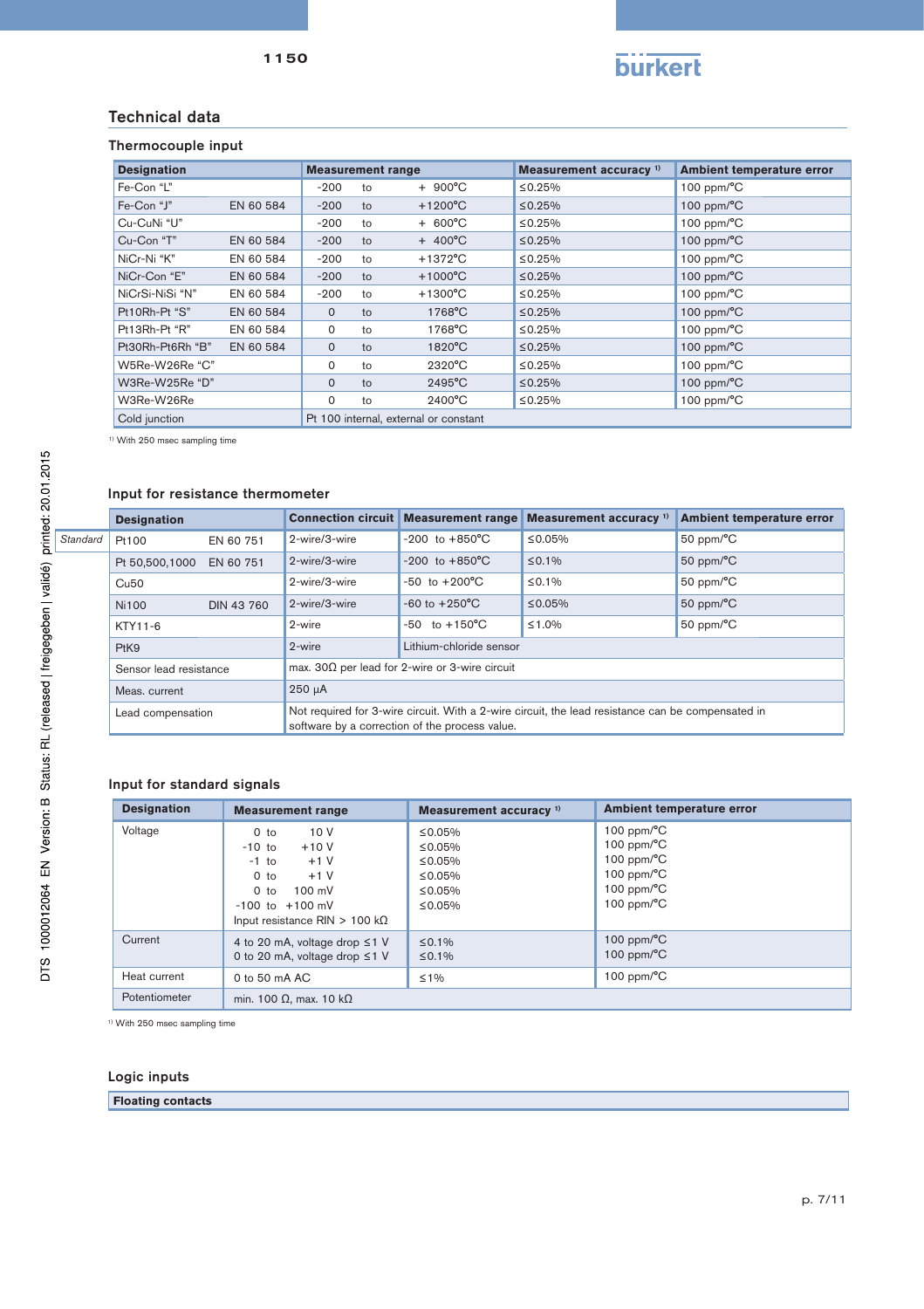## Technical data

### Thermocouple input

| Designation | | Measurement range | Measurement accuracy [1] | Ambient temperature error |
|---|---|---|---|---|
| Fe-Con "L" | | -200 to + 900°C | ≤0.25% | 100 ppm/°C |
| Fe-Con "J" | EN 60 584 | -200 to +1200°C | ≤0.25% | 100 ppm/°C |
| Cu-CuNi "U" | | -200 to + 600°C | ≤0.25% | 100 ppm/°C |
| Cu-Con "T" | EN 60 584 | -200 to + 400°C | ≤0.25% | 100 ppm/°C |
| NiCr-Ni "K" | EN 60 584 | -200 to +1372°C | ≤0.25% | 100 ppm/°C |
| NiCr-Con "E" | EN 60 584 | -200 to +1000°C | ≤0.25% | 100 ppm/°C |
| NiCrSi-NiSi "N" | EN 60 584 | -200 to +1300°C | ≤0.25% | 100 ppm/°C |
| Pt10Rh-Pt "S" | EN 60 584 | 0 to 1768°C | ≤0.25% | 100 ppm/°C |
| Pt13Rh-Pt "R" | EN 60 584 | 0 to 1768°C | ≤0.25% | 100 ppm/°C |
| Pt30Rh-Pt6Rh "B" | EN 60 584 | 0 to 1820°C | ≤0.25% | 100 ppm/°C |
| W5Re-W26Re "C" | | 0 to 2320°C | ≤0.25% | 100 ppm/°C |
| W3Re-W25Re "D" | | 0 to 2495°C | ≤0.25% | 100 ppm/°C |
| W3Re-W26Re | | 0 to 2400°C | ≤0.25% | 100 ppm/°C |
| Cold junction | | Pt 100 internal, external or constant | | |

[1] With 250 msec sampling time

### Input for resistance thermometer

| | Designation | | Connection circuit | Measurement range | Measurement accuracy [1] | Ambient temperature error |
|---|---|---|---|---|---|---|
| *Standard* | Pt100 | EN 60 751 | 2-wire/3-wire | -200 to +850°C | ≤0.05% | 50 ppm/°C |
| | Pt 50,500,1000 | EN 60 751 | 2-wire/3-wire | -200 to +850°C | ≤0.1% | 50 ppm/°C |
| | Cu50 | | 2-wire/3-wire | -50 to +200°C | ≤0.1% | 50 ppm/°C |
| | Ni100 | DIN 43 760 | 2-wire/3-wire | -60 to +250°C | ≤0.05% | 50 ppm/°C |
| | KTY11-6 | | 2-wire | -50 to +150°C | ≤1.0% | 50 ppm/°C |
| | PtK9 | | 2-wire | Lithium-chloride sensor | | |
| | Sensor lead resistance | | max. 30Ω per lead for 2-wire or 3-wire circuit | | | |
| | Meas. current | | 250 µA | | | |
| | Lead compensation | | Not required for 3-wire circuit. With a 2-wire circuit, the lead resistance can be compensated in software by a correction of the process value. | | | |

### Input for standard signals

| Designation | Measurement range | Measurement accuracy [1] | Ambient temperature error |
|---|---|---|---|
| Voltage | 0 to 10 V<br>-10 to +10 V<br>-1 to +1 V<br>0 to +1 V<br>0 to 100 mV<br>-100 to +100 mV<br>Input resistance RIN > 100 kΩ | ≤0.05%<br>≤0.05%<br>≤0.05%<br>≤0.05%<br>≤0.05%<br>≤0.05% | 100 ppm/°C<br>100 ppm/°C<br>100 ppm/°C<br>100 ppm/°C<br>100 ppm/°C<br>100 ppm/°C |
| Current | 4 to 20 mA, voltage drop ≤1 V<br>0 to 20 mA, voltage drop ≤1 V | ≤0.1%<br>≤0.1% | 100 ppm/°C<br>100 ppm/°C |
| Heat current | 0 to 50 mA AC | ≤1% | 100 ppm/°C |
| Potentiometer | min. 100 Ω, max. 10 kΩ | | |

[1] With 250 msec sampling time

### Logic inputs

| Floating contacts |
|---|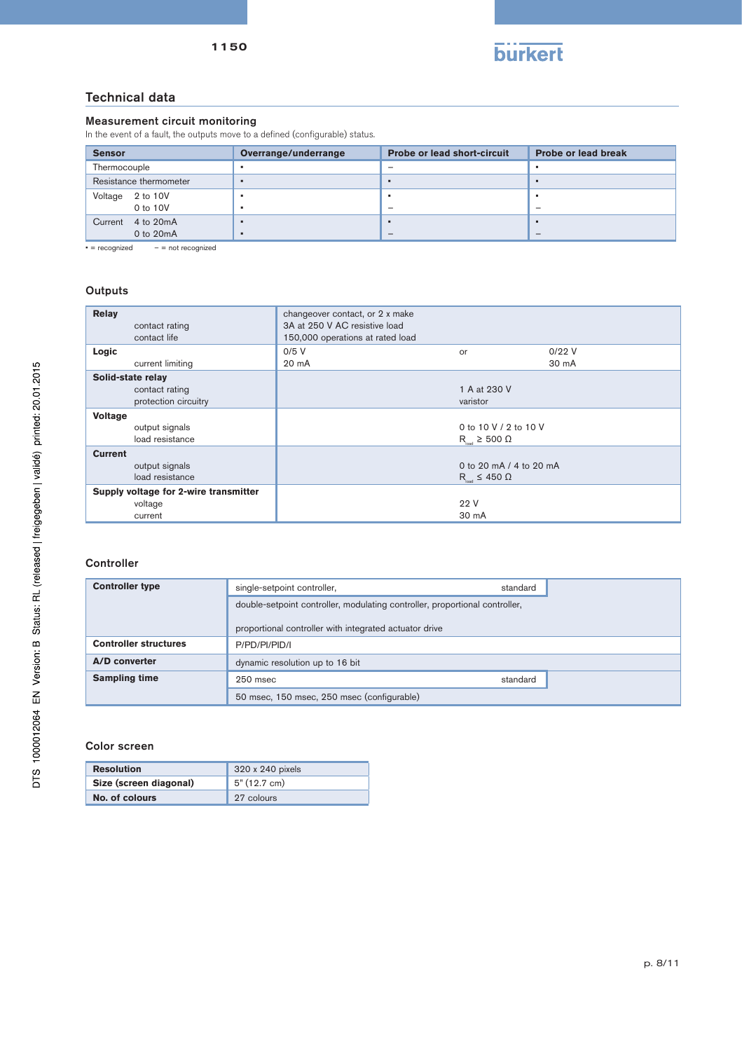## Technical data

### Measurement circuit monitoring

In the event of a fault, the outputs move to a defined (configurable) status.

| Sensor | Overrange/underrange | Probe or lead short-circuit | Probe or lead break |
|---|---|---|---|
| Thermocouple | ▪ | – | ▪ |
| Resistance thermometer | ▪ | ▪ | ▪ |
| Voltage 2 to 10V | ▪ | ▪ | ▪ |
| Voltage 0 to 10V | ▪ | – | – |
| Current 4 to 20mA | ▪ | ▪ | ▪ |
| Current 0 to 20mA | ▪ | – | – |

▪ = recognized  – = not recognized

### Outputs

| | |
|---|---|
| **Relay** | changeover contact, or 2 x make |
| contact rating | 3A at 250 V AC resistive load |
| contact life | 150,000 operations at rated load |
| **Logic** | 0/5 V or 0/22 V |
| current limiting | 20 mA or 30 mA |
| **Solid-state relay** | |
| contact rating | 1 A at 230 V |
| protection circuitry | varistor |
| **Voltage** | |
| output signals | 0 to 10 V / 2 to 10 V |
| load resistance | $R_{load} \geq 500\ \Omega$ |
| **Current** | |
| output signals | 0 to 20 mA / 4 to 20 mA |
| load resistance | $R_{load} \leq 450\ \Omega$ |
| **Supply voltage for 2-wire transmitter** | |
| voltage | 22 V |
| current | 30 mA |

### Controller

| | | |
|---|---|---|
| **Controller type** | single-setpoint controller, | standard |
| | double-setpoint controller, modulating controller, proportional controller, proportional controller with integrated actuator drive | |
| **Controller structures** | P/PD/PI/PID/I | |
| **A/D converter** | dynamic resolution up to 16 bit | |
| **Sampling time** | 250 msec | standard |
| | 50 msec, 150 msec, 250 msec (configurable) | |

### Color screen

| | |
|---|---|
| **Resolution** | 320 x 240 pixels |
| **Size (screen diagonal)** | 5" (12.7 cm) |
| **No. of colours** | 27 colours |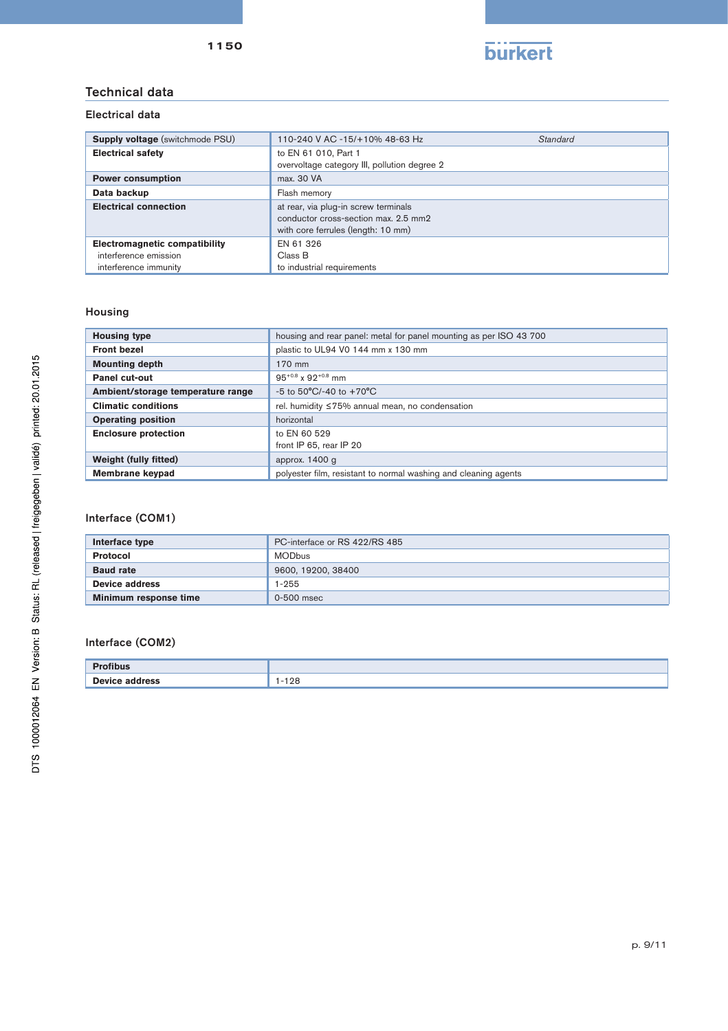## Technical data

### Electrical data

| | |
|---|---|
| **Supply voltage** (switchmode PSU) | 110-240 V AC -15/+10% 48-63 Hz *Standard* |
| **Electrical safety** | to EN 61 010, Part 1<br>overvoltage category III, pollution degree 2 |
| **Power consumption** | max. 30 VA |
| **Data backup** | Flash memory |
| **Electrical connection** | at rear, via plug-in screw terminals<br>conductor cross-section max. 2.5 mm2<br>with core ferrules (length: 10 mm) |
| **Electromagnetic compatibility**<br>interference emission<br>interference immunity | EN 61 326<br>Class B<br>to industrial requirements |

### Housing

| | |
|---|---|
| **Housing type** | housing and rear panel: metal for panel mounting as per ISO 43 700 |
| **Front bezel** | plastic to UL94 V0 144 mm x 130 mm |
| **Mounting depth** | 170 mm |
| **Panel cut-out** | $95^{+0.8}$ x $92^{+0.8}$ mm |
| **Ambient/storage temperature range** | -5 to 50°C/-40 to +70°C |
| **Climatic conditions** | rel. humidity ≤75% annual mean, no condensation |
| **Operating position** | horizontal |
| **Enclosure protection** | to EN 60 529<br>front IP 65, rear IP 20 |
| **Weight (fully fitted)** | approx. 1400 g |
| **Membrane keypad** | polyester film, resistant to normal washing and cleaning agents |

### Interface (COM1)

| | |
|---|---|
| **Interface type** | PC-interface or RS 422/RS 485 |
| **Protocol** | MODbus |
| **Baud rate** | 9600, 19200, 38400 |
| **Device address** | 1-255 |
| **Minimum response time** | 0-500 msec |

### Interface (COM2)

| | |
|---|---|
| **Profibus** | |
| **Device address** | 1-128 |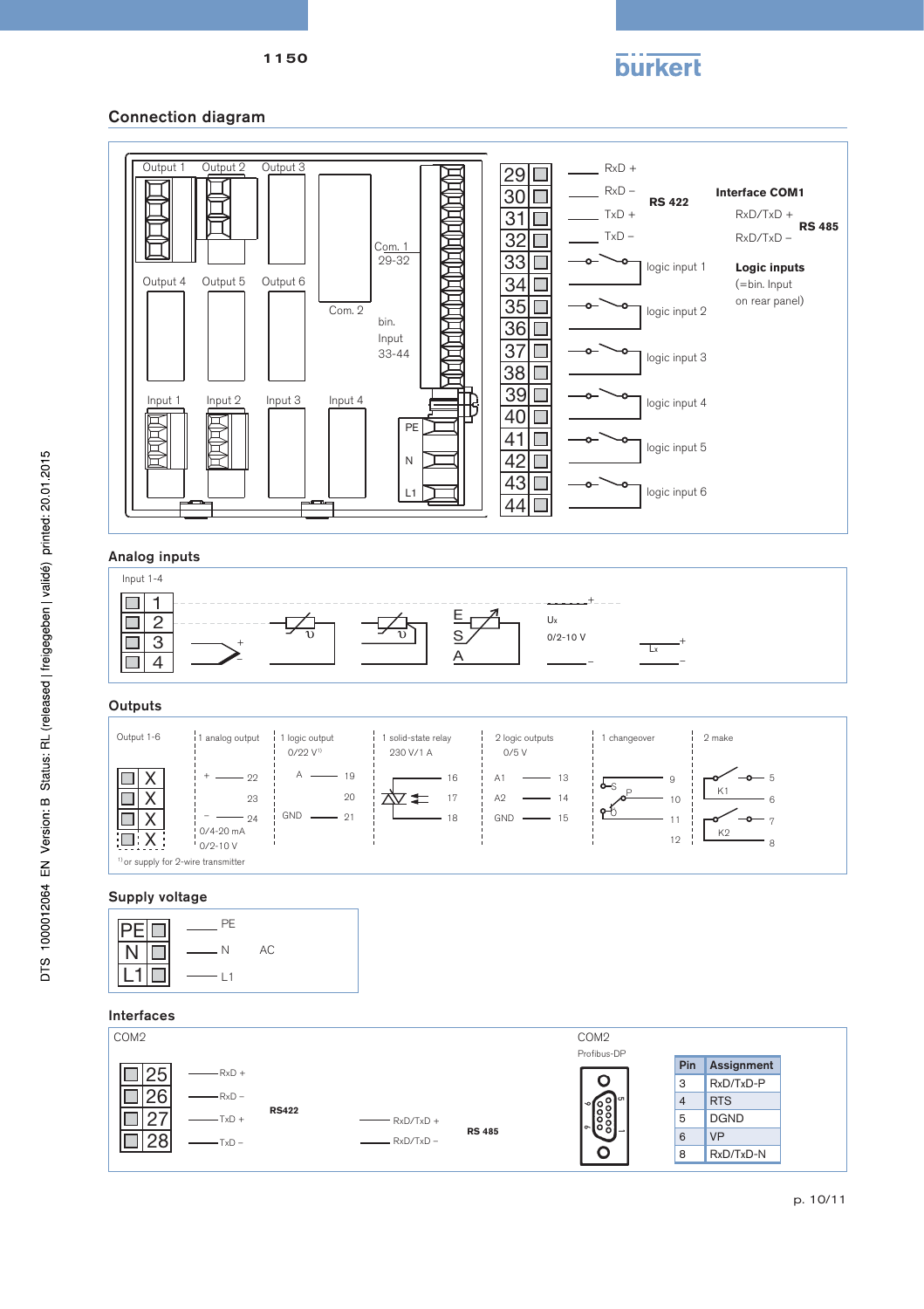## Connection diagram

Output 1 Output 2 Output 3

Com. 1
29-32

Output 4 Output 5 Output 6

Com. 2

bin.
Input
33-44

Input 1 Input 2 Input 3 Input 4

PE
N
L1

29 RxD +
30 RxD –
31 TxD +
32 TxD –

**RS 422**

**Interface COM1**

RxD/TxD +
RxD/TxD –

**RS 485**

33, 34 logic input 1
35, 36 logic input 2
37, 38 logic input 3
39, 40 logic input 4
41, 42 logic input 5
43, 44 logic input 6

**Logic inputs**
(=bin. Input
on rear panel)

## Analog inputs

Input 1-4

1
2
3
4

+ – E S A

Ux
0/2-10 V

Ix

## Outputs

Output 1-6

X
X
X
X

| 1 analog output | 1 logic output 0/22 V[1] | 1 solid-state relay 230 V/1 A | 2 logic outputs 0/5 V | 1 changeover | 2 make |
|---|---|---|---|---|---|
| + 22 | A 19 | 16 | A1 13 | 9 | K1 5 |
| 23 | 20 | 17 | A2 14 | P 10 | 6 |
| – 24 | GND 21 | 18 | GND 15 | S 11 | K2 7 |
| 0/4-20 mA | | | | Ö 12 | 8 |
| 0/2-10 V | | | | | |

[1] or supply for 2-wire transmitter

## Supply voltage

PE — PE
N — N AC
L1 — L1

## Interfaces

COM2

25 RxD +
26 RxD –
27 TxD +
28 TxD –

**RS422**

RxD/TxD +
RxD/TxD –

**RS 485**

COM2
Profibus-DP

| Pin | Assignment |
|---|---|
| 3 | RxD/TxD-P |
| 4 | RTS |
| 5 | DGND |
| 6 | VP |
| 8 | RxD/TxD-N |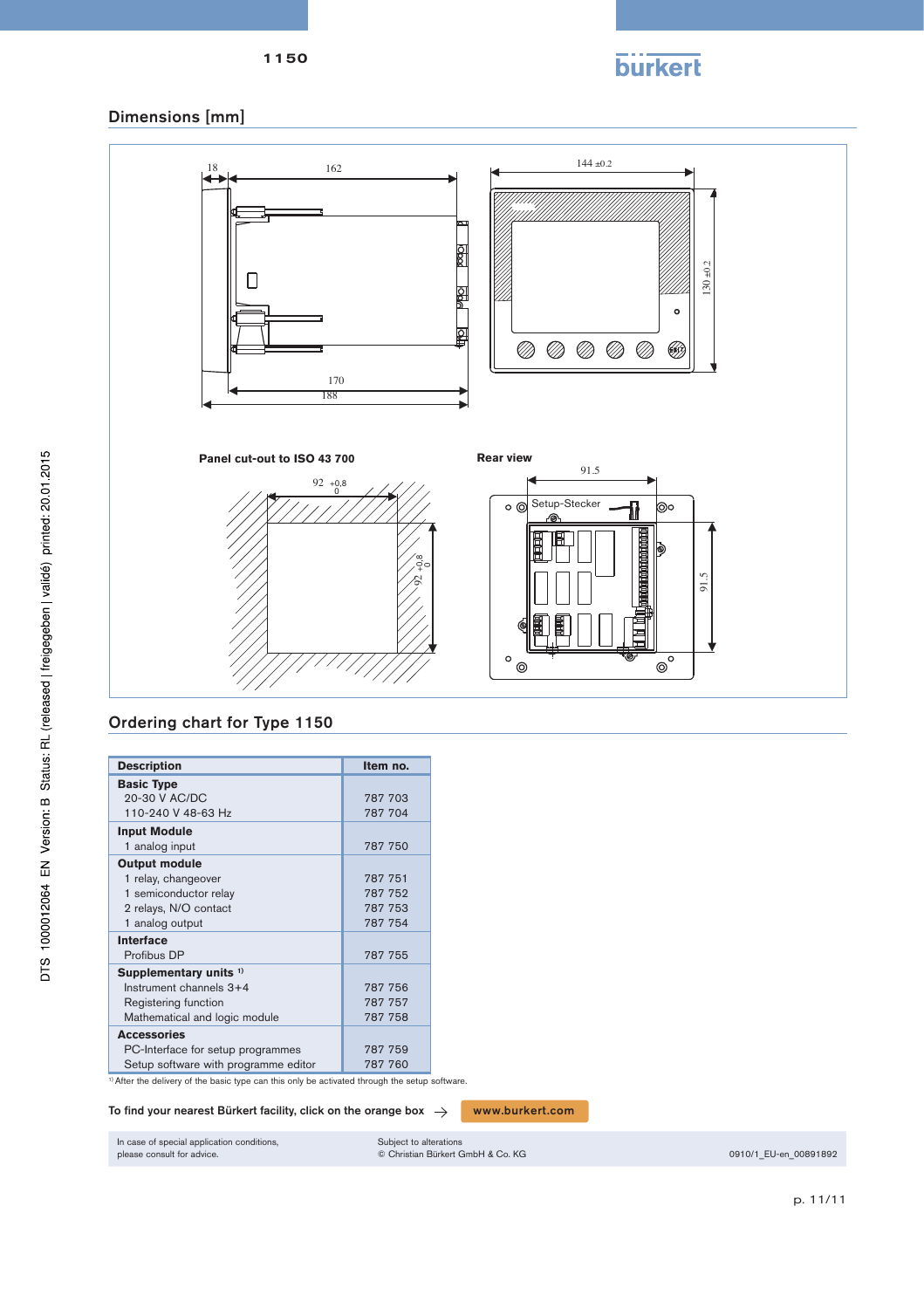## Dimensions [mm]

18
162
170
188
144 ±0.2
130 ±0.2

**Panel cut-out to ISO 43 700**

92 +0.8 0
92 +0.8 0

**Rear view**

91.5
Setup-Stecker
91.5

## Ordering chart for Type 1150

| Description | Item no. |
|---|---|
| **Basic Type** | |
| 20-30 V AC/DC | 787 703 |
| 110-240 V 48-63 Hz | 787 704 |
| **Input Module** | |
| 1 analog input | 787 750 |
| **Output module** | |
| 1 relay, changeover | 787 751 |
| 1 semiconductor relay | 787 752 |
| 2 relays, N/O contact | 787 753 |
| 1 analog output | 787 754 |
| **Interface** | |
| Profibus DP | 787 755 |
| **Supplementary units** [1) ] | |
| Instrument channels 3+4 | 787 756 |
| Registering function | 787 757 |
| Mathematical and logic module | 787 758 |
| **Accessories** | |
| PC-Interface for setup programmes | 787 759 |
| Setup software with programme editor | 787 760 |

1) After the delivery of the basic type can this only be activated through the setup software.

To find your nearest Bürkert facility, click on the orange box → www.burkert.com

In case of special application conditions, please consult for advice.

Subject to alterations
© Christian Bürkert GmbH & Co. KG

0910/1_EU-en_00891892